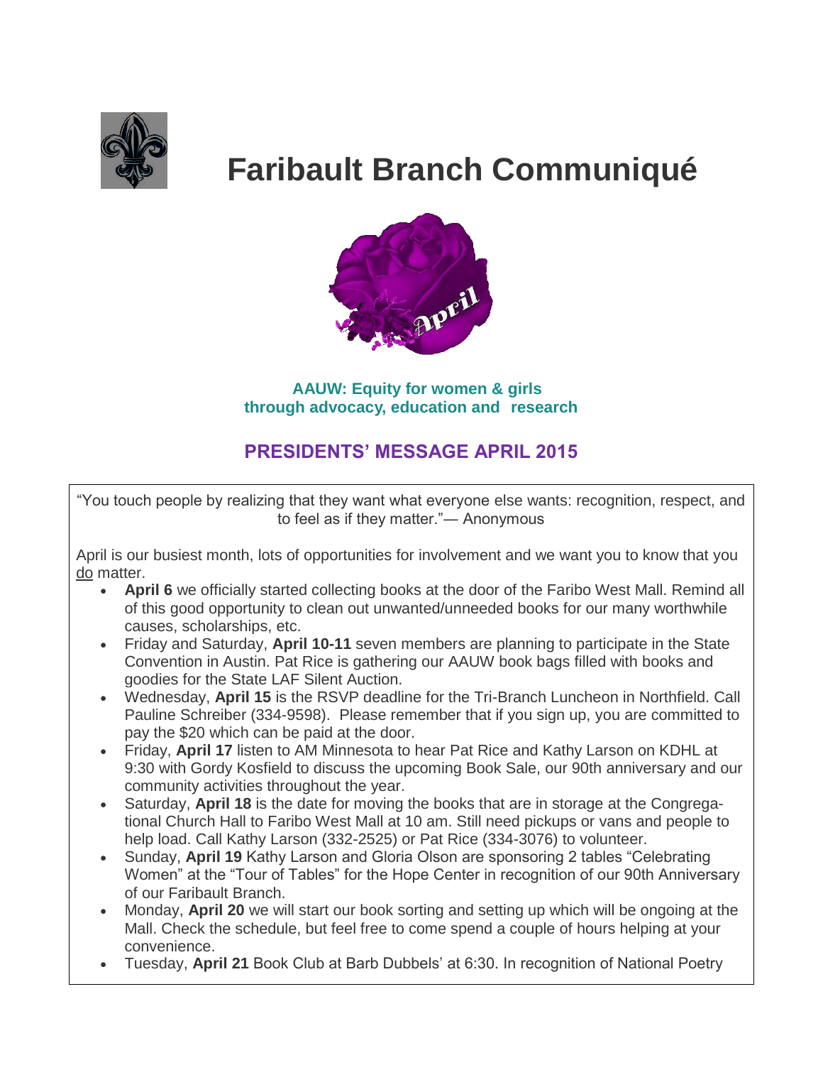# Faribault Branch Communiqué

**AAUW: Equity for women & girls through advocacy, education and research**

## PRESIDENTS' MESSAGE APRIL 2015

"You touch people by realizing that they want what everyone else wants: recognition, respect, and to feel as if they matter."— Anonymous

April is our busiest month, lots of opportunities for involvement and we want you to know that you do matter.

- **April 6** we officially started collecting books at the door of the Faribo West Mall. Remind all of this good opportunity to clean out unwanted/unneeded books for our many worthwhile causes, scholarships, etc.
- Friday and Saturday, **April 10-11** seven members are planning to participate in the State Convention in Austin. Pat Rice is gathering our AAUW book bags filled with books and goodies for the State LAF Silent Auction.
- Wednesday, **April 15** is the RSVP deadline for the Tri-Branch Luncheon in Northfield. Call Pauline Schreiber (334-9598). Please remember that if you sign up, you are committed to pay the $20 which can be paid at the door.
- Friday, **April 17** listen to AM Minnesota to hear Pat Rice and Kathy Larson on KDHL at 9:30 with Gordy Kosfield to discuss the upcoming Book Sale, our 90th anniversary and our community activities throughout the year.
- Saturday, **April 18** is the date for moving the books that are in storage at the Congregational Church Hall to Faribo West Mall at 10 am. Still need pickups or vans and people to help load. Call Kathy Larson (332-2525) or Pat Rice (334-3076) to volunteer.
- Sunday, **April 19** Kathy Larson and Gloria Olson are sponsoring 2 tables "Celebrating Women" at the "Tour of Tables" for the Hope Center in recognition of our 90th Anniversary of our Faribault Branch.
- Monday, **April 20** we will start our book sorting and setting up which will be ongoing at the Mall. Check the schedule, but feel free to come spend a couple of hours helping at your convenience.
- Tuesday, **April 21** Book Club at Barb Dubbels' at 6:30. In recognition of National Poetry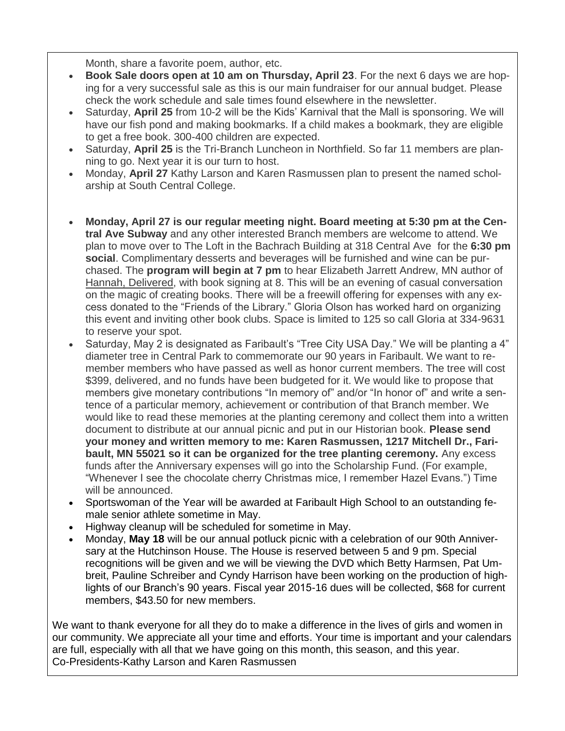Month, share a favorite poem, author, etc.

- **Book Sale doors open at 10 am on Thursday, April 23**. For the next 6 days we are hoping for a very successful sale as this is our main fundraiser for our annual budget. Please check the work schedule and sale times found elsewhere in the newsletter.
- Saturday, **April 25** from 10-2 will be the Kids' Karnival that the Mall is sponsoring. We will have our fish pond and making bookmarks. If a child makes a bookmark, they are eligible to get a free book. 300-400 children are expected.
- Saturday, **April 25** is the Tri-Branch Luncheon in Northfield. So far 11 members are planning to go. Next year it is our turn to host.
- Monday, **April 27** Kathy Larson and Karen Rasmussen plan to present the named scholarship at South Central College.

- **Monday, April 27 is our regular meeting night. Board meeting at 5:30 pm at the Central Ave Subway** and any other interested Branch members are welcome to attend. We plan to move over to The Loft in the Bachrach Building at 318 Central Ave for the **6:30 pm social**. Complimentary desserts and beverages will be furnished and wine can be purchased. The **program will begin at 7 pm** to hear Elizabeth Jarrett Andrew, MN author of Hannah, Delivered, with book signing at 8. This will be an evening of casual conversation on the magic of creating books. There will be a freewill offering for expenses with any excess donated to the "Friends of the Library." Gloria Olson has worked hard on organizing this event and inviting other book clubs. Space is limited to 125 so call Gloria at 334-9631 to reserve your spot.
- Saturday, May 2 is designated as Faribault's "Tree City USA Day." We will be planting a 4" diameter tree in Central Park to commemorate our 90 years in Faribault. We want to remember members who have passed as well as honor current members. The tree will cost $399, delivered, and no funds have been budgeted for it. We would like to propose that members give monetary contributions "In memory of" and/or "In honor of" and write a sentence of a particular memory, achievement or contribution of that Branch member. We would like to read these memories at the planting ceremony and collect them into a written document to distribute at our annual picnic and put in our Historian book. **Please send your money and written memory to me: Karen Rasmussen, 1217 Mitchell Dr., Faribault, MN 55021 so it can be organized for the tree planting ceremony.** Any excess funds after the Anniversary expenses will go into the Scholarship Fund. (For example, "Whenever I see the chocolate cherry Christmas mice, I remember Hazel Evans.") Time will be announced.
- Sportswoman of the Year will be awarded at Faribault High School to an outstanding female senior athlete sometime in May.
- Highway cleanup will be scheduled for sometime in May.
- Monday, **May 18** will be our annual potluck picnic with a celebration of our 90th Anniversary at the Hutchinson House. The House is reserved between 5 and 9 pm. Special recognitions will be given and we will be viewing the DVD which Betty Harmsen, Pat Umbreit, Pauline Schreiber and Cyndy Harrison have been working on the production of highlights of our Branch's 90 years. Fiscal year 2015-16 dues will be collected, $68 for current members, $43.50 for new members.

We want to thank everyone for all they do to make a difference in the lives of girls and women in our community. We appreciate all your time and efforts. Your time is important and your calendars are full, especially with all that we have going on this month, this season, and this year.
Co-Presidents-Kathy Larson and Karen Rasmussen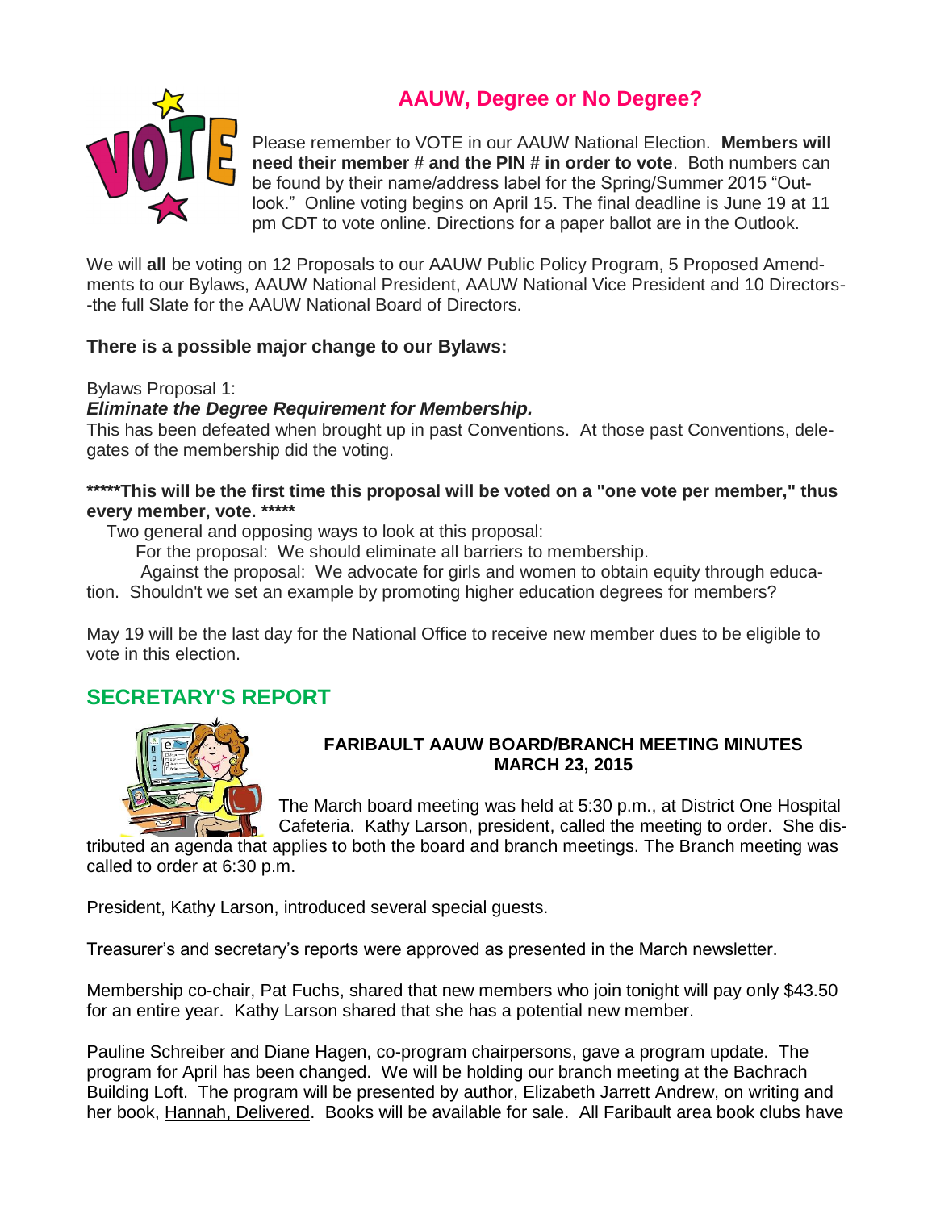## AAUW, Degree or No Degree?

Please remember to VOTE in our AAUW National Election. **Members will need their member # and the PIN # in order to vote**. Both numbers can be found by their name/address label for the Spring/Summer 2015 "Outlook." Online voting begins on April 15. The final deadline is June 19 at 11 pm CDT to vote online. Directions for a paper ballot are in the Outlook.

We will **all** be voting on 12 Proposals to our AAUW Public Policy Program, 5 Proposed Amendments to our Bylaws, AAUW National President, AAUW National Vice President and 10 Directors--the full Slate for the AAUW National Board of Directors.

**There is a possible major change to our Bylaws:**

Bylaws Proposal 1:

***Eliminate the Degree Requirement for Membership.***

This has been defeated when brought up in past Conventions. At those past Conventions, delegates of the membership did the voting.

**\*\*\*\*\*This will be the first time this proposal will be voted on a "one vote per member," thus every member, vote. \*\*\*\*\***

Two general and opposing ways to look at this proposal:

For the proposal: We should eliminate all barriers to membership.

Against the proposal: We advocate for girls and women to obtain equity through education. Shouldn't we set an example by promoting higher education degrees for members?

May 19 will be the last day for the National Office to receive new member dues to be eligible to vote in this election.

## SECRETARY'S REPORT

### FARIBAULT AAUW BOARD/BRANCH MEETING MINUTES MARCH 23, 2015

The March board meeting was held at 5:30 p.m., at District One Hospital Cafeteria. Kathy Larson, president, called the meeting to order. She distributed an agenda that applies to both the board and branch meetings. The Branch meeting was called to order at 6:30 p.m.

President, Kathy Larson, introduced several special guests.

Treasurer's and secretary's reports were approved as presented in the March newsletter.

Membership co-chair, Pat Fuchs, shared that new members who join tonight will pay only $43.50 for an entire year. Kathy Larson shared that she has a potential new member.

Pauline Schreiber and Diane Hagen, co-program chairpersons, gave a program update. The program for April has been changed. We will be holding our branch meeting at the Bachrach Building Loft. The program will be presented by author, Elizabeth Jarrett Andrew, on writing and her book, Hannah, Delivered. Books will be available for sale. All Faribault area book clubs have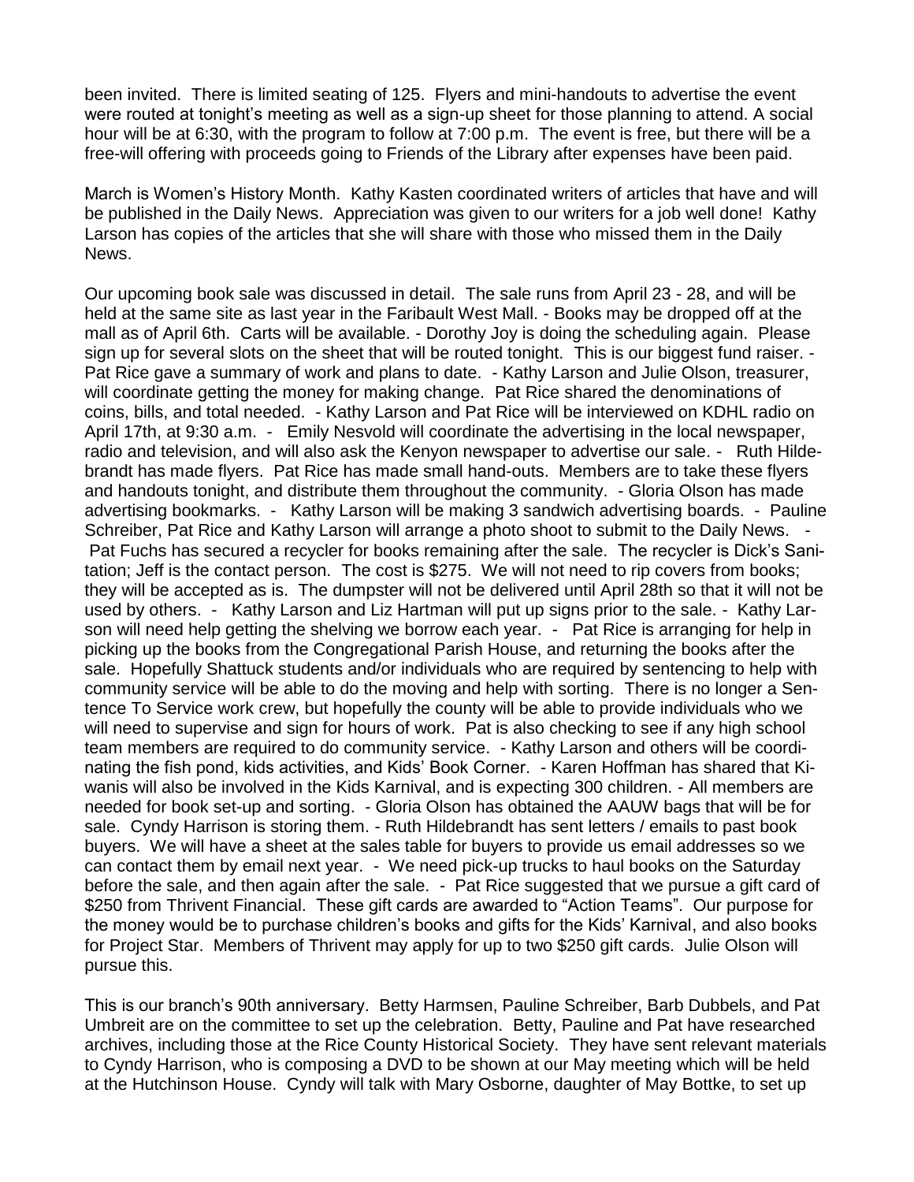been invited. There is limited seating of 125. Flyers and mini-handouts to advertise the event were routed at tonight's meeting as well as a sign-up sheet for those planning to attend. A social hour will be at 6:30, with the program to follow at 7:00 p.m. The event is free, but there will be a free-will offering with proceeds going to Friends of the Library after expenses have been paid.

March is Women's History Month. Kathy Kasten coordinated writers of articles that have and will be published in the Daily News. Appreciation was given to our writers for a job well done! Kathy Larson has copies of the articles that she will share with those who missed them in the Daily News.

Our upcoming book sale was discussed in detail. The sale runs from April 23 - 28, and will be held at the same site as last year in the Faribault West Mall. - Books may be dropped off at the mall as of April 6th. Carts will be available. - Dorothy Joy is doing the scheduling again. Please sign up for several slots on the sheet that will be routed tonight. This is our biggest fund raiser. - Pat Rice gave a summary of work and plans to date. - Kathy Larson and Julie Olson, treasurer, will coordinate getting the money for making change. Pat Rice shared the denominations of coins, bills, and total needed. - Kathy Larson and Pat Rice will be interviewed on KDHL radio on April 17th, at 9:30 a.m. - Emily Nesvold will coordinate the advertising in the local newspaper, radio and television, and will also ask the Kenyon newspaper to advertise our sale. - Ruth Hildebrandt has made flyers. Pat Rice has made small hand-outs. Members are to take these flyers and handouts tonight, and distribute them throughout the community. - Gloria Olson has made advertising bookmarks. - Kathy Larson will be making 3 sandwich advertising boards. - Pauline Schreiber, Pat Rice and Kathy Larson will arrange a photo shoot to submit to the Daily News. - Pat Fuchs has secured a recycler for books remaining after the sale. The recycler is Dick's Sanitation; Jeff is the contact person. The cost is $275. We will not need to rip covers from books; they will be accepted as is. The dumpster will not be delivered until April 28th so that it will not be used by others. - Kathy Larson and Liz Hartman will put up signs prior to the sale. - Kathy Larson will need help getting the shelving we borrow each year. - Pat Rice is arranging for help in picking up the books from the Congregational Parish House, and returning the books after the sale. Hopefully Shattuck students and/or individuals who are required by sentencing to help with community service will be able to do the moving and help with sorting. There is no longer a Sentence To Service work crew, but hopefully the county will be able to provide individuals who we will need to supervise and sign for hours of work. Pat is also checking to see if any high school team members are required to do community service. - Kathy Larson and others will be coordinating the fish pond, kids activities, and Kids' Book Corner. - Karen Hoffman has shared that Kiwanis will also be involved in the Kids Karnival, and is expecting 300 children. - All members are needed for book set-up and sorting. - Gloria Olson has obtained the AAUW bags that will be for sale. Cyndy Harrison is storing them. - Ruth Hildebrandt has sent letters / emails to past book buyers. We will have a sheet at the sales table for buyers to provide us email addresses so we can contact them by email next year. - We need pick-up trucks to haul books on the Saturday before the sale, and then again after the sale. - Pat Rice suggested that we pursue a gift card of $250 from Thrivent Financial. These gift cards are awarded to "Action Teams". Our purpose for the money would be to purchase children's books and gifts for the Kids' Karnival, and also books for Project Star. Members of Thrivent may apply for up to two $250 gift cards. Julie Olson will pursue this.

This is our branch's 90th anniversary. Betty Harmsen, Pauline Schreiber, Barb Dubbels, and Pat Umbreit are on the committee to set up the celebration. Betty, Pauline and Pat have researched archives, including those at the Rice County Historical Society. They have sent relevant materials to Cyndy Harrison, who is composing a DVD to be shown at our May meeting which will be held at the Hutchinson House. Cyndy will talk with Mary Osborne, daughter of May Bottke, to set up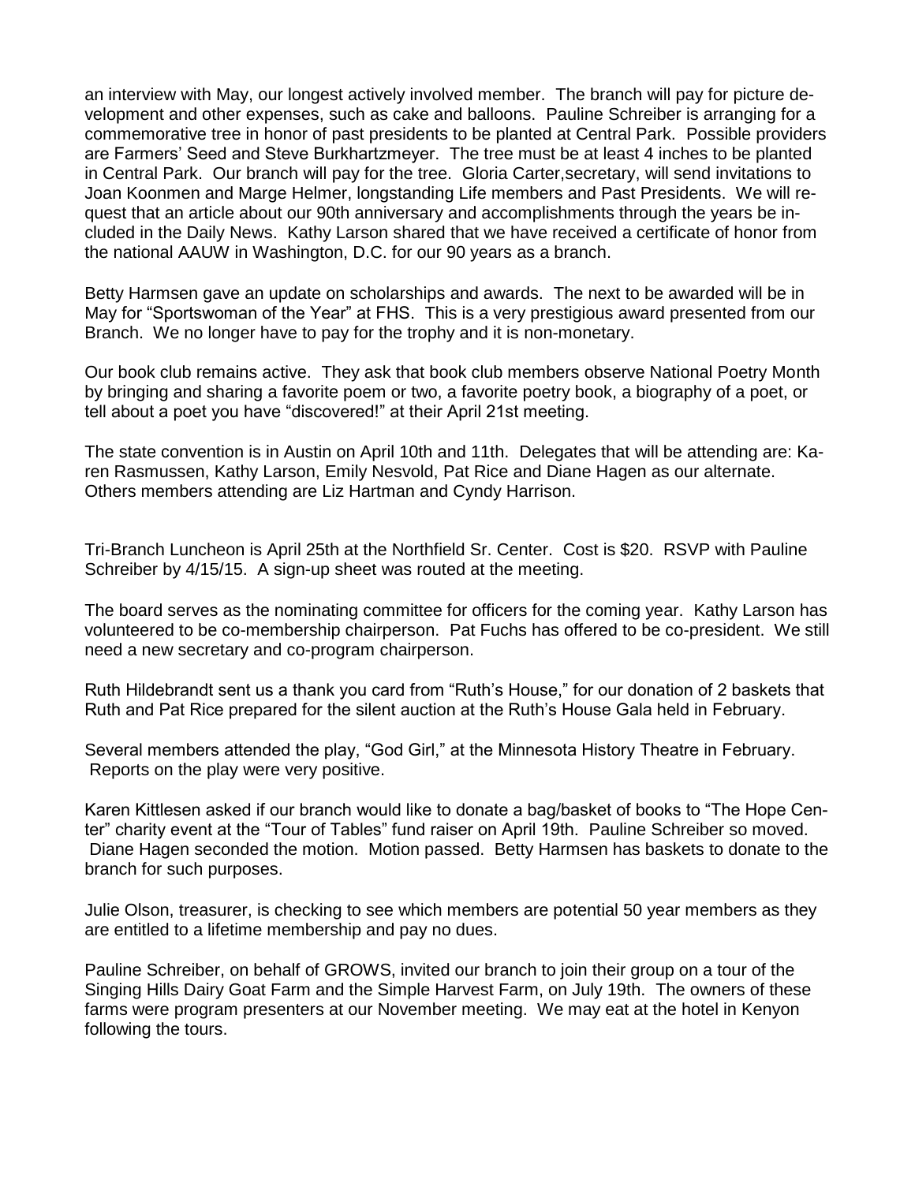an interview with May, our longest actively involved member. The branch will pay for picture development and other expenses, such as cake and balloons. Pauline Schreiber is arranging for a commemorative tree in honor of past presidents to be planted at Central Park. Possible providers are Farmers' Seed and Steve Burkhartzmeyer. The tree must be at least 4 inches to be planted in Central Park. Our branch will pay for the tree. Gloria Carter,secretary, will send invitations to Joan Koonmen and Marge Helmer, longstanding Life members and Past Presidents. We will request that an article about our 90th anniversary and accomplishments through the years be included in the Daily News. Kathy Larson shared that we have received a certificate of honor from the national AAUW in Washington, D.C. for our 90 years as a branch.

Betty Harmsen gave an update on scholarships and awards. The next to be awarded will be in May for "Sportswoman of the Year" at FHS. This is a very prestigious award presented from our Branch. We no longer have to pay for the trophy and it is non-monetary.

Our book club remains active. They ask that book club members observe National Poetry Month by bringing and sharing a favorite poem or two, a favorite poetry book, a biography of a poet, or tell about a poet you have "discovered!" at their April 21st meeting.

The state convention is in Austin on April 10th and 11th. Delegates that will be attending are: Karen Rasmussen, Kathy Larson, Emily Nesvold, Pat Rice and Diane Hagen as our alternate. Others members attending are Liz Hartman and Cyndy Harrison.

Tri-Branch Luncheon is April 25th at the Northfield Sr. Center. Cost is $20. RSVP with Pauline Schreiber by 4/15/15. A sign-up sheet was routed at the meeting.

The board serves as the nominating committee for officers for the coming year. Kathy Larson has volunteered to be co-membership chairperson. Pat Fuchs has offered to be co-president. We still need a new secretary and co-program chairperson.

Ruth Hildebrandt sent us a thank you card from "Ruth's House," for our donation of 2 baskets that Ruth and Pat Rice prepared for the silent auction at the Ruth's House Gala held in February.

Several members attended the play, "God Girl," at the Minnesota History Theatre in February. Reports on the play were very positive.

Karen Kittlesen asked if our branch would like to donate a bag/basket of books to "The Hope Center" charity event at the "Tour of Tables" fund raiser on April 19th. Pauline Schreiber so moved. Diane Hagen seconded the motion. Motion passed. Betty Harmsen has baskets to donate to the branch for such purposes.

Julie Olson, treasurer, is checking to see which members are potential 50 year members as they are entitled to a lifetime membership and pay no dues.

Pauline Schreiber, on behalf of GROWS, invited our branch to join their group on a tour of the Singing Hills Dairy Goat Farm and the Simple Harvest Farm, on July 19th. The owners of these farms were program presenters at our November meeting. We may eat at the hotel in Kenyon following the tours.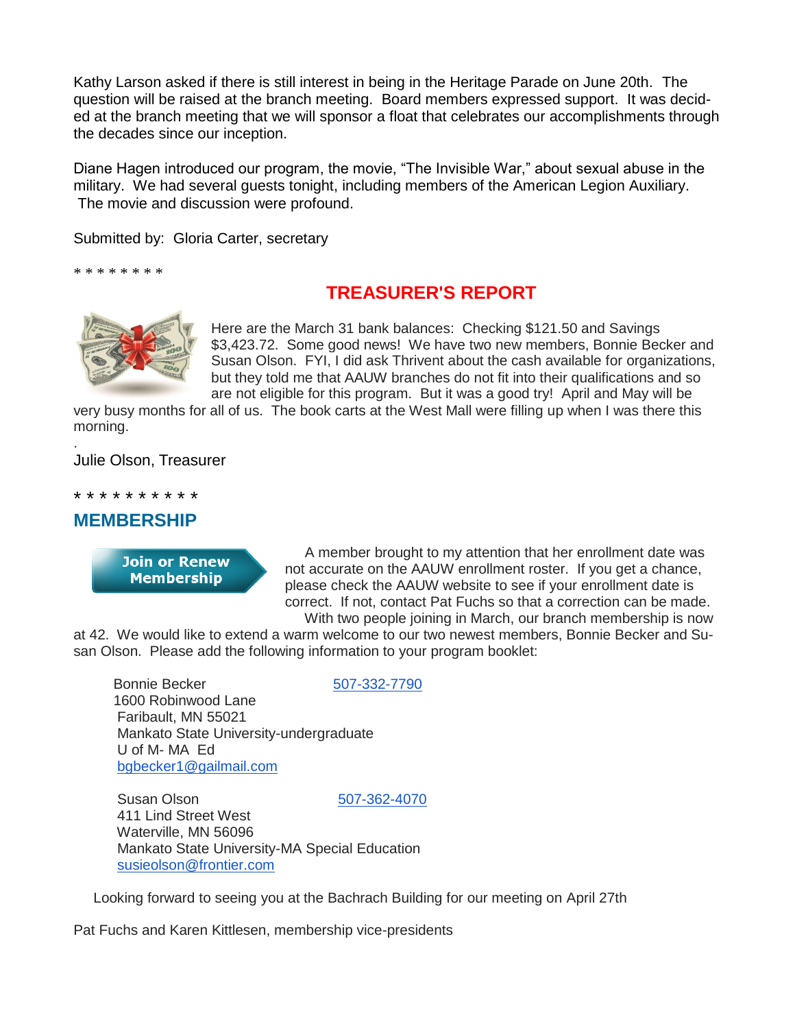Kathy Larson asked if there is still interest in being in the Heritage Parade on June 20th. The question will be raised at the branch meeting. Board members expressed support. It was decided at the branch meeting that we will sponsor a float that celebrates our accomplishments through the decades since our inception.

Diane Hagen introduced our program, the movie, "The Invisible War," about sexual abuse in the military. We had several guests tonight, including members of the American Legion Auxiliary. The movie and discussion were profound.

Submitted by: Gloria Carter, secretary

* * * * * * * *

## TREASURER'S REPORT

Here are the March 31 bank balances: Checking $121.50 and Savings $3,423.72. Some good news! We have two new members, Bonnie Becker and Susan Olson. FYI, I did ask Thrivent about the cash available for organizations, but they told me that AAUW branches do not fit into their qualifications and so are not eligible for this program. But it was a good try! April and May will be very busy months for all of us. The book carts at the West Mall were filling up when I was there this morning.

.

Julie Olson, Treasurer

* * * * * * * * * *

## MEMBERSHIP

Join or Renew Membership

A member brought to my attention that her enrollment date was not accurate on the AAUW enrollment roster. If you get a chance, please check the AAUW website to see if your enrollment date is correct. If not, contact Pat Fuchs so that a correction can be made.

With two people joining in March, our branch membership is now at 42. We would like to extend a warm welcome to our two newest members, Bonnie Becker and Susan Olson. Please add the following information to your program booklet:

Bonnie Becker 507-332-7790
1600 Robinwood Lane
Faribault, MN 55021
Mankato State University-undergraduate
U of M- MA Ed
bgbecker1@gailmail.com

Susan Olson 507-362-4070
411 Lind Street West
Waterville, MN 56096
Mankato State University-MA Special Education
susieolson@frontier.com

Looking forward to seeing you at the Bachrach Building for our meeting on April 27th

Pat Fuchs and Karen Kittlesen, membership vice-presidents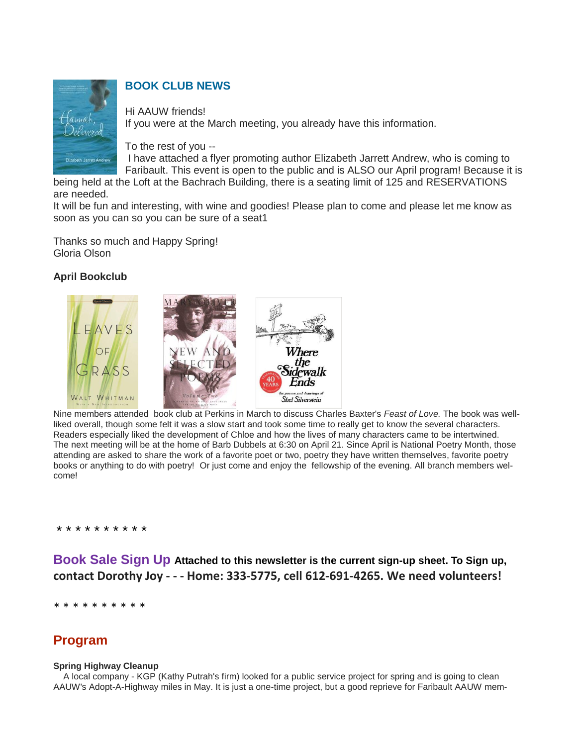## BOOK CLUB NEWS

Hi AAUW friends!
If you were at the March meeting, you already have this information.

To the rest of you --
I have attached a flyer promoting author Elizabeth Jarrett Andrew, who is coming to Faribault. This event is open to the public and is ALSO our April program! Because it is being held at the Loft at the Bachrach Building, there is a seating limit of 125 and RESERVATIONS are needed.
It will be fun and interesting, with wine and goodies! Please plan to come and please let me know as soon as you can so you can be sure of a seat1

Thanks so much and Happy Spring!
Gloria Olson

### April Bookclub

Nine members attended book club at Perkins in March to discuss Charles Baxter's *Feast of Love.* The book was well-liked overall, though some felt it was a slow start and took some time to really get to know the several characters. Readers especially liked the development of Chloe and how the lives of many characters came to be intertwined. The next meeting will be at the home of Barb Dubbels at 6:30 on April 21. Since April is National Poetry Month, those attending are asked to share the work of a favorite poet or two, poetry they have written themselves, favorite poetry books or anything to do with poetry! Or just come and enjoy the fellowship of the evening. All branch members welcome!

* * * * * * * * * *

**Book Sale Sign Up** **Attached to this newsletter is the current sign-up sheet. To Sign up, contact Dorothy Joy - - - Home: 333-5775, cell 612-691-4265. We need volunteers!**

* * * * * * * * * *

## Program

**Spring Highway Cleanup**

A local company - KGP (Kathy Putrah's firm) looked for a public service project for spring and is going to clean AAUW's Adopt-A-Highway miles in May. It is just a one-time project, but a good reprieve for Faribault AAUW mem-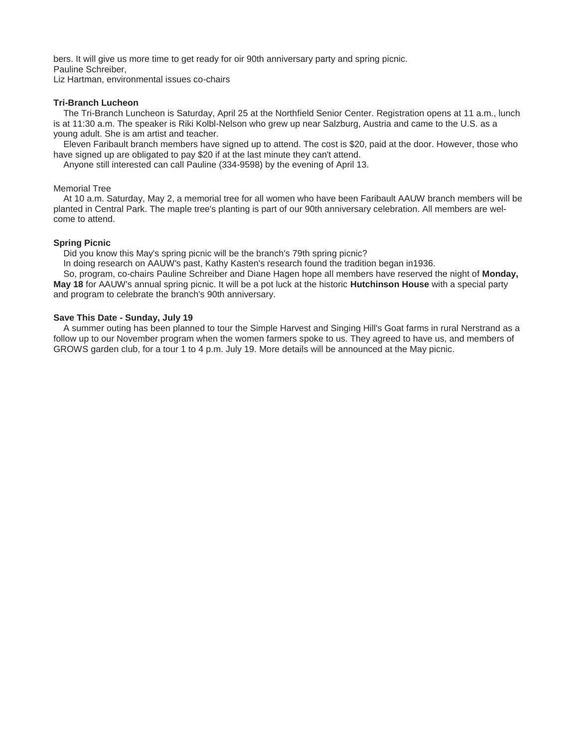bers. It will give us more time to get ready for oir 90th anniversary party and spring picnic.
Pauline Schreiber,
Liz Hartman, environmental issues co-chairs

**Tri-Branch Lucheon**

The Tri-Branch Luncheon is Saturday, April 25 at the Northfield Senior Center. Registration opens at 11 a.m., lunch is at 11:30 a.m. The speaker is Riki Kolbl-Nelson who grew up near Salzburg, Austria and came to the U.S. as a young adult. She is am artist and teacher.

Eleven Faribault branch members have signed up to attend. The cost is $20, paid at the door. However, those who have signed up are obligated to pay $20 if at the last minute they can't attend.

Anyone still interested can call Pauline (334-9598) by the evening of April 13.

Memorial Tree

At 10 a.m. Saturday, May 2, a memorial tree for all women who have been Faribault AAUW branch members will be planted in Central Park. The maple tree's planting is part of our 90th anniversary celebration. All members are welcome to attend.

**Spring Picnic**

Did you know this May's spring picnic will be the branch's 79th spring picnic?

In doing research on AAUW's past, Kathy Kasten's research found the tradition began in1936.

So, program, co-chairs Pauline Schreiber and Diane Hagen hope all members have reserved the night of **Monday, May 18** for AAUW's annual spring picnic. It will be a pot luck at the historic **Hutchinson House** with a special party and program to celebrate the branch's 90th anniversary.

**Save This Date - Sunday, July 19**

A summer outing has been planned to tour the Simple Harvest and Singing Hill's Goat farms in rural Nerstrand as a follow up to our November program when the women farmers spoke to us. They agreed to have us, and members of GROWS garden club, for a tour 1 to 4 p.m. July 19. More details will be announced at the May picnic.